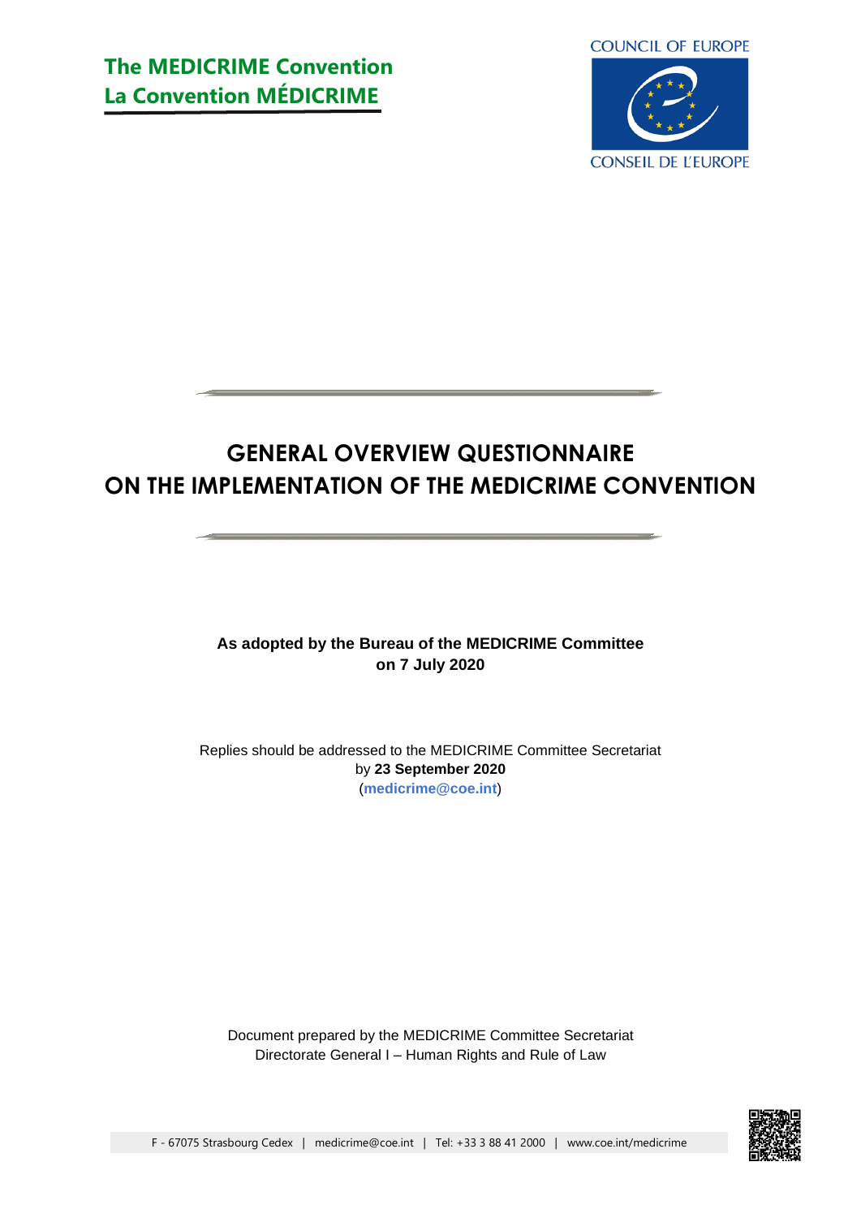**The MEDICRIME Convention**
**La Convention MÉDICRIME**

COUNCIL OF EUROPE

CONSEIL DE L'EUROPE

# GENERAL OVERVIEW QUESTIONNAIRE ON THE IMPLEMENTATION OF THE MEDICRIME CONVENTION

**As adopted by the Bureau of the MEDICRIME Committee on 7 July 2020**

Replies should be addressed to the MEDICRIME Committee Secretariat by **23 September 2020** (**medicrime@coe.int**)

Document prepared by the MEDICRIME Committee Secretariat
Directorate General I – Human Rights and Rule of Law

F - 67075 Strasbourg Cedex | medicrime@coe.int | Tel: +33 3 88 41 2000 | www.coe.int/medicrime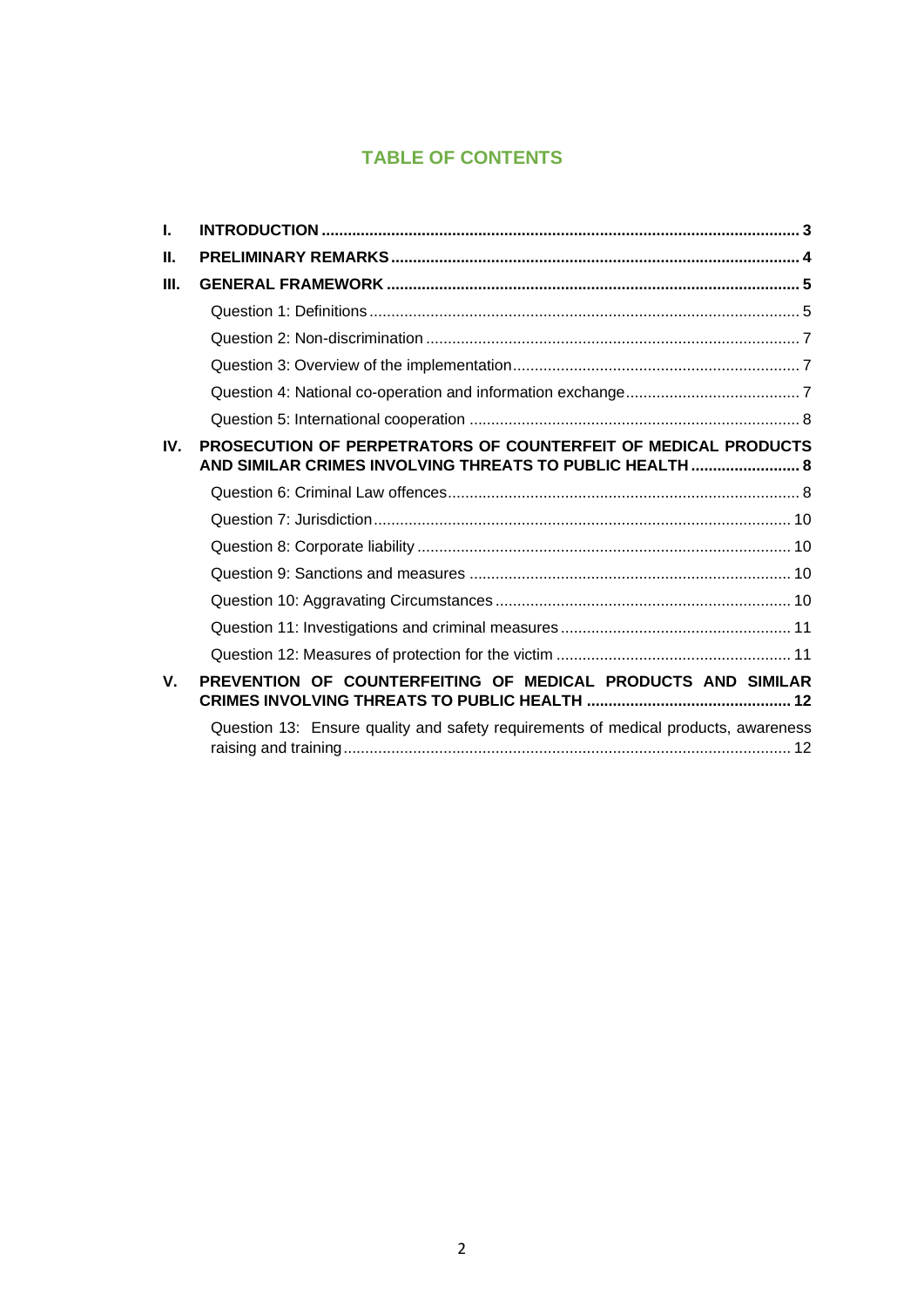# TABLE OF CONTENTS

| | | |
|---|---|---|
| **I.** | **INTRODUCTION** | **3** |
| **II.** | **PRELIMINARY REMARKS** | **4** |
| **III.** | **GENERAL FRAMEWORK** | **5** |
| | Question 1: Definitions | 5 |
| | Question 2: Non-discrimination | 7 |
| | Question 3: Overview of the implementation | 7 |
| | Question 4: National co-operation and information exchange | 7 |
| | Question 5: International cooperation | 8 |
| **IV.** | **PROSECUTION OF PERPETRATORS OF COUNTERFEIT OF MEDICAL PRODUCTS AND SIMILAR CRIMES INVOLVING THREATS TO PUBLIC HEALTH** | **8** |
| | Question 6: Criminal Law offences | 8 |
| | Question 7: Jurisdiction | 10 |
| | Question 8: Corporate liability | 10 |
| | Question 9: Sanctions and measures | 10 |
| | Question 10: Aggravating Circumstances | 10 |
| | Question 11: Investigations and criminal measures | 11 |
| | Question 12: Measures of protection for the victim | 11 |
| **V.** | **PREVENTION OF COUNTERFEITING OF MEDICAL PRODUCTS AND SIMILAR CRIMES INVOLVING THREATS TO PUBLIC HEALTH** | **12** |
| | Question 13: Ensure quality and safety requirements of medical products, awareness raising and training | 12 |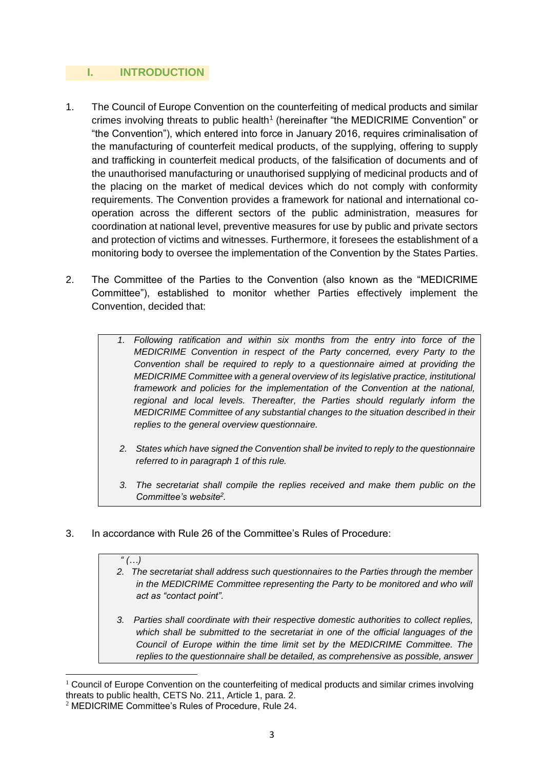## I. INTRODUCTION

1. The Council of Europe Convention on the counterfeiting of medical products and similar crimes involving threats to public health[1] (hereinafter "the MEDICRIME Convention" or "the Convention"), which entered into force in January 2016, requires criminalisation of the manufacturing of counterfeit medical products, of the supplying, offering to supply and trafficking in counterfeit medical products, of the falsification of documents and of the unauthorised manufacturing or unauthorised supplying of medicinal products and of the placing on the market of medical devices which do not comply with conformity requirements. The Convention provides a framework for national and international co-operation across the different sectors of the public administration, measures for coordination at national level, preventive measures for use by public and private sectors and protection of victims and witnesses. Furthermore, it foresees the establishment of a monitoring body to oversee the implementation of the Convention by the States Parties.

2. The Committee of the Parties to the Convention (also known as the "MEDICRIME Committee"), established to monitor whether Parties effectively implement the Convention, decided that:

> *1. Following ratification and within six months from the entry into force of the MEDICRIME Convention in respect of the Party concerned, every Party to the Convention shall be required to reply to a questionnaire aimed at providing the MEDICRIME Committee with a general overview of its legislative practice, institutional framework and policies for the implementation of the Convention at the national, regional and local levels. Thereafter, the Parties should regularly inform the MEDICRIME Committee of any substantial changes to the situation described in their replies to the general overview questionnaire.*
>
> *2. States which have signed the Convention shall be invited to reply to the questionnaire referred to in paragraph 1 of this rule.*
>
> *3. The secretariat shall compile the replies received and make them public on the Committee's website[2].*

3. In accordance with Rule 26 of the Committee's Rules of Procedure:

> *" (…)*
>
> *2. The secretariat shall address such questionnaires to the Parties through the member in the MEDICRIME Committee representing the Party to be monitored and who will act as "contact point".*
>
> *3. Parties shall coordinate with their respective domestic authorities to collect replies, which shall be submitted to the secretariat in one of the official languages of the Council of Europe within the time limit set by the MEDICRIME Committee. The replies to the questionnaire shall be detailed, as comprehensive as possible, answer*

---

[1] Council of Europe Convention on the counterfeiting of medical products and similar crimes involving threats to public health, CETS No. 211, Article 1, para. 2.

[2] MEDICRIME Committee's Rules of Procedure, Rule 24.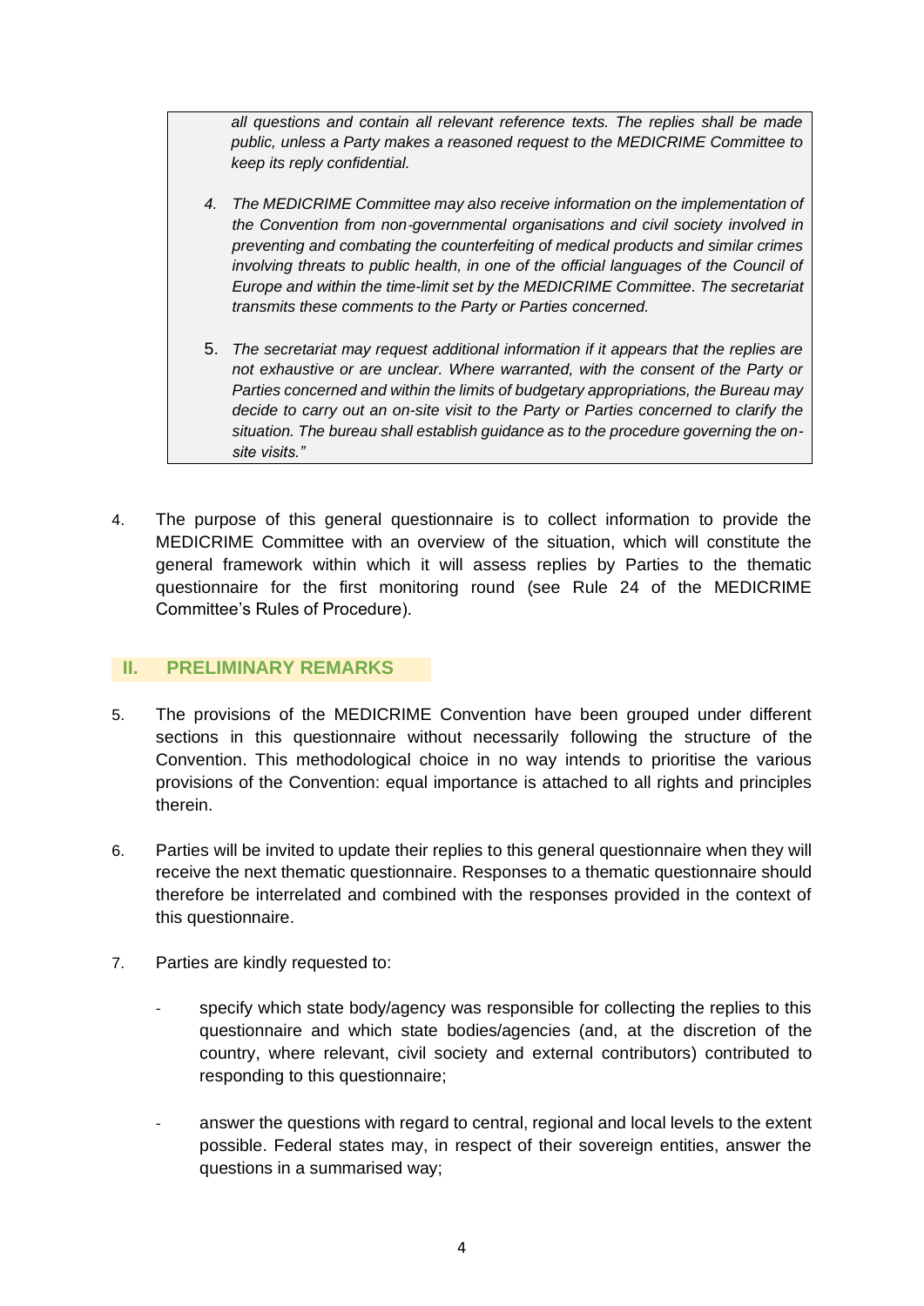> *all questions and contain all relevant reference texts. The replies shall be made public, unless a Party makes a reasoned request to the MEDICRIME Committee to keep its reply confidential.*
>
> *4. The MEDICRIME Committee may also receive information on the implementation of the Convention from non-governmental organisations and civil society involved in preventing and combating the counterfeiting of medical products and similar crimes involving threats to public health, in one of the official languages of the Council of Europe and within the time-limit set by the MEDICRIME Committee. The secretariat transmits these comments to the Party or Parties concerned.*
>
> 5. *The secretariat may request additional information if it appears that the replies are not exhaustive or are unclear. Where warranted, with the consent of the Party or Parties concerned and within the limits of budgetary appropriations, the Bureau may decide to carry out an on-site visit to the Party or Parties concerned to clarify the situation. The bureau shall establish guidance as to the procedure governing the on-site visits."*

4. The purpose of this general questionnaire is to collect information to provide the MEDICRIME Committee with an overview of the situation, which will constitute the general framework within which it will assess replies by Parties to the thematic questionnaire for the first monitoring round (see Rule 24 of the MEDICRIME Committee's Rules of Procedure).

## II. PRELIMINARY REMARKS

5. The provisions of the MEDICRIME Convention have been grouped under different sections in this questionnaire without necessarily following the structure of the Convention. This methodological choice in no way intends to prioritise the various provisions of the Convention: equal importance is attached to all rights and principles therein.

6. Parties will be invited to update their replies to this general questionnaire when they will receive the next thematic questionnaire. Responses to a thematic questionnaire should therefore be interrelated and combined with the responses provided in the context of this questionnaire.

7. Parties are kindly requested to:

   - specify which state body/agency was responsible for collecting the replies to this questionnaire and which state bodies/agencies (and, at the discretion of the country, where relevant, civil society and external contributors) contributed to responding to this questionnaire;

   - answer the questions with regard to central, regional and local levels to the extent possible. Federal states may, in respect of their sovereign entities, answer the questions in a summarised way;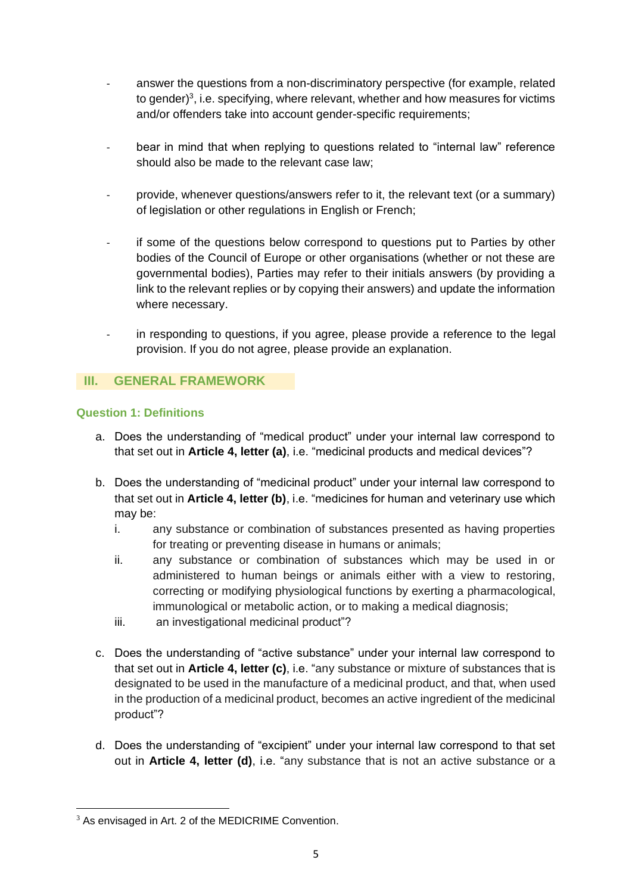- answer the questions from a non-discriminatory perspective (for example, related to gender)[3], i.e. specifying, where relevant, whether and how measures for victims and/or offenders take into account gender-specific requirements;

- bear in mind that when replying to questions related to "internal law" reference should also be made to the relevant case law;

- provide, whenever questions/answers refer to it, the relevant text (or a summary) of legislation or other regulations in English or French;

- if some of the questions below correspond to questions put to Parties by other bodies of the Council of Europe or other organisations (whether or not these are governmental bodies), Parties may refer to their initials answers (by providing a link to the relevant replies or by copying their answers) and update the information where necessary.

- in responding to questions, if you agree, please provide a reference to the legal provision. If you do not agree, please provide an explanation.

## III. GENERAL FRAMEWORK

### Question 1: Definitions

a. Does the understanding of "medical product" under your internal law correspond to that set out in **Article 4, letter (a)**, i.e. "medicinal products and medical devices"?

b. Does the understanding of "medicinal product" under your internal law correspond to that set out in **Article 4, letter (b)**, i.e. "medicines for human and veterinary use which may be:
   i. any substance or combination of substances presented as having properties for treating or preventing disease in humans or animals;
   ii. any substance or combination of substances which may be used in or administered to human beings or animals either with a view to restoring, correcting or modifying physiological functions by exerting a pharmacological, immunological or metabolic action, or to making a medical diagnosis;
   iii. an investigational medicinal product"?

c. Does the understanding of "active substance" under your internal law correspond to that set out in **Article 4, letter (c)**, i.e. "any substance or mixture of substances that is designated to be used in the manufacture of a medicinal product, and that, when used in the production of a medicinal product, becomes an active ingredient of the medicinal product"?

d. Does the understanding of "excipient" under your internal law correspond to that set out in **Article 4, letter (d)**, i.e. "any substance that is not an active substance or a

[3] As envisaged in Art. 2 of the MEDICRIME Convention.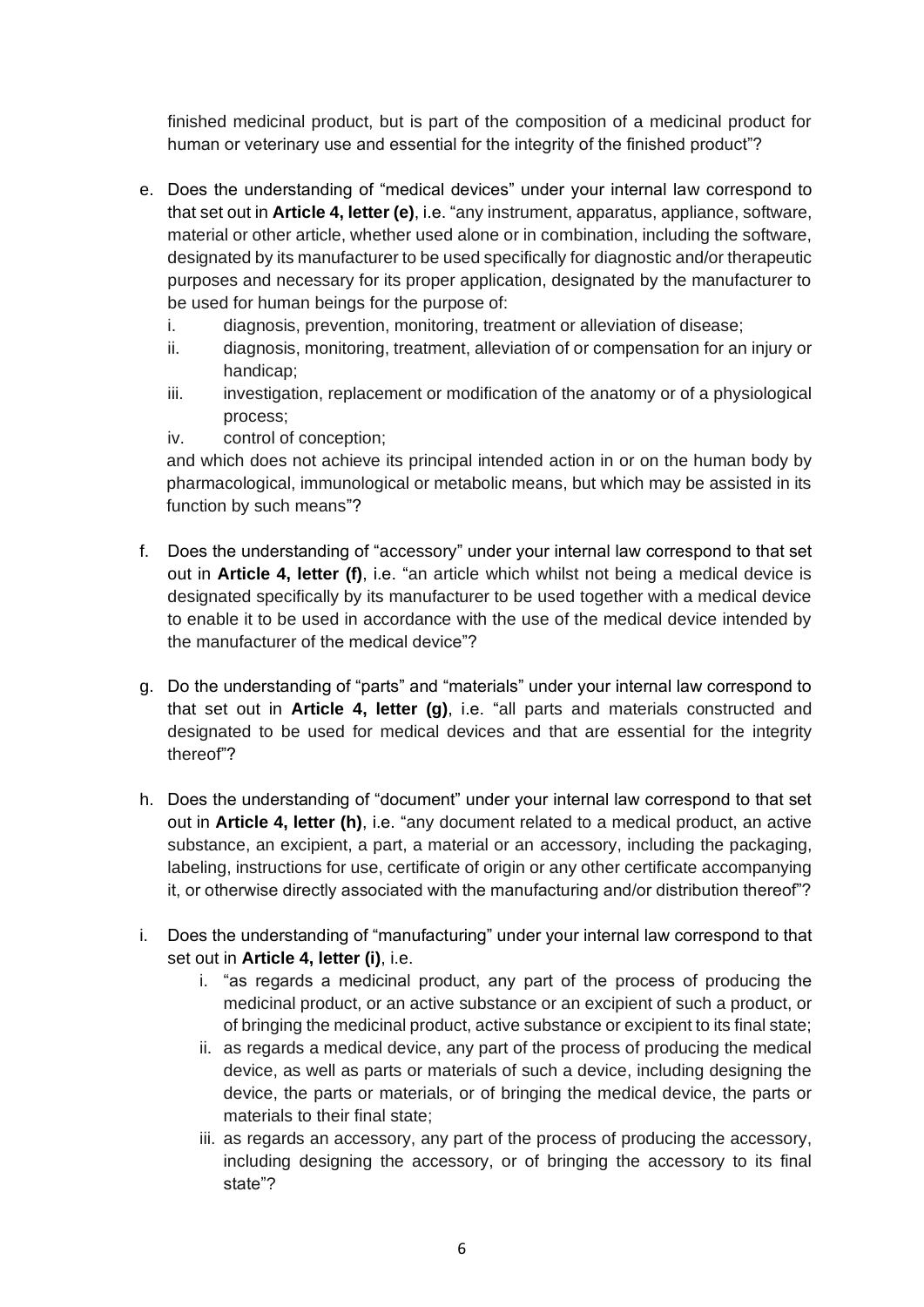finished medicinal product, but is part of the composition of a medicinal product for human or veterinary use and essential for the integrity of the finished product"?

e. Does the understanding of "medical devices" under your internal law correspond to that set out in **Article 4, letter (e)**, i.e. "any instrument, apparatus, appliance, software, material or other article, whether used alone or in combination, including the software, designated by its manufacturer to be used specifically for diagnostic and/or therapeutic purposes and necessary for its proper application, designated by the manufacturer to be used for human beings for the purpose of:
   i. diagnosis, prevention, monitoring, treatment or alleviation of disease;
   ii. diagnosis, monitoring, treatment, alleviation of or compensation for an injury or handicap;
   iii. investigation, replacement or modification of the anatomy or of a physiological process;
   iv. control of conception;

   and which does not achieve its principal intended action in or on the human body by pharmacological, immunological or metabolic means, but which may be assisted in its function by such means"?

f. Does the understanding of "accessory" under your internal law correspond to that set out in **Article 4, letter (f)**, i.e. "an article which whilst not being a medical device is designated specifically by its manufacturer to be used together with a medical device to enable it to be used in accordance with the use of the medical device intended by the manufacturer of the medical device"?

g. Do the understanding of "parts" and "materials" under your internal law correspond to that set out in **Article 4, letter (g)**, i.e. "all parts and materials constructed and designated to be used for medical devices and that are essential for the integrity thereof"?

h. Does the understanding of "document" under your internal law correspond to that set out in **Article 4, letter (h)**, i.e. "any document related to a medical product, an active substance, an excipient, a part, a material or an accessory, including the packaging, labeling, instructions for use, certificate of origin or any other certificate accompanying it, or otherwise directly associated with the manufacturing and/or distribution thereof"?

i. Does the understanding of "manufacturing" under your internal law correspond to that set out in **Article 4, letter (i)**, i.e.
   i. "as regards a medicinal product, any part of the process of producing the medicinal product, or an active substance or an excipient of such a product, or of bringing the medicinal product, active substance or excipient to its final state;
   ii. as regards a medical device, any part of the process of producing the medical device, as well as parts or materials of such a device, including designing the device, the parts or materials, or of bringing the medical device, the parts or materials to their final state;
   iii. as regards an accessory, any part of the process of producing the accessory, including designing the accessory, or of bringing the accessory to its final state"?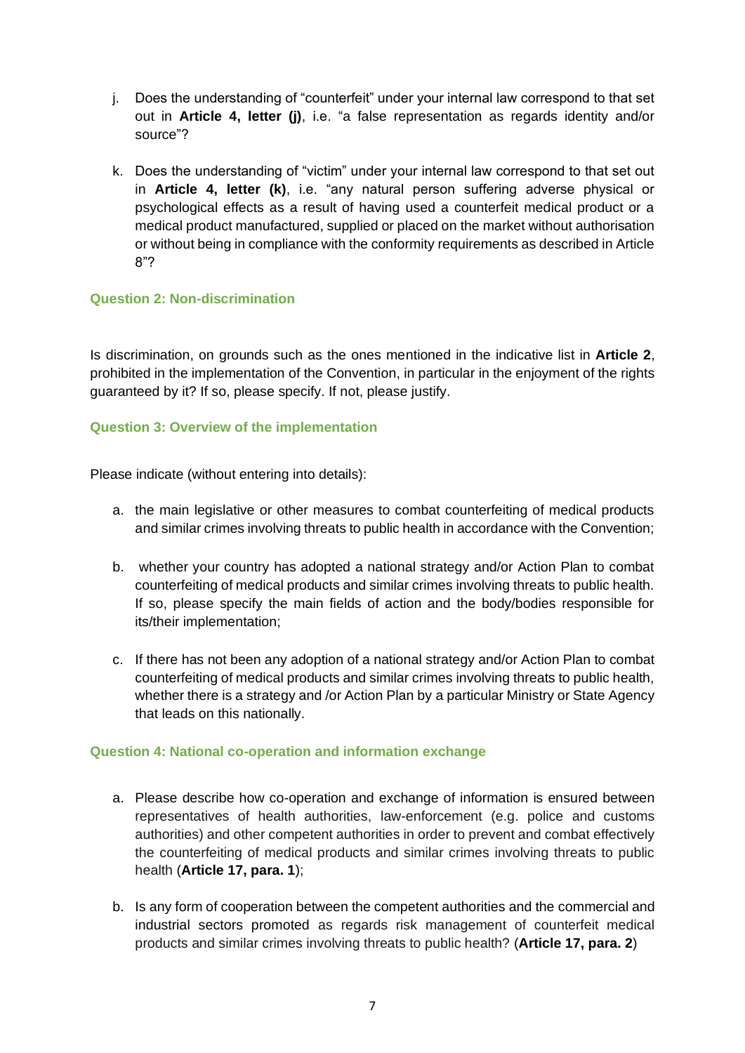j. Does the understanding of "counterfeit" under your internal law correspond to that set out in **Article 4, letter (j)**, i.e. "a false representation as regards identity and/or source"?

k. Does the understanding of "victim" under your internal law correspond to that set out in **Article 4, letter (k)**, i.e. "any natural person suffering adverse physical or psychological effects as a result of having used a counterfeit medical product or a medical product manufactured, supplied or placed on the market without authorisation or without being in compliance with the conformity requirements as described in Article 8"?

### Question 2: Non-discrimination

Is discrimination, on grounds such as the ones mentioned in the indicative list in **Article 2**, prohibited in the implementation of the Convention, in particular in the enjoyment of the rights guaranteed by it? If so, please specify. If not, please justify.

### Question 3: Overview of the implementation

Please indicate (without entering into details):

a. the main legislative or other measures to combat counterfeiting of medical products and similar crimes involving threats to public health in accordance with the Convention;

b. whether your country has adopted a national strategy and/or Action Plan to combat counterfeiting of medical products and similar crimes involving threats to public health. If so, please specify the main fields of action and the body/bodies responsible for its/their implementation;

c. If there has not been any adoption of a national strategy and/or Action Plan to combat counterfeiting of medical products and similar crimes involving threats to public health, whether there is a strategy and /or Action Plan by a particular Ministry or State Agency that leads on this nationally.

### Question 4: National co-operation and information exchange

a. Please describe how co-operation and exchange of information is ensured between representatives of health authorities, law-enforcement (e.g. police and customs authorities) and other competent authorities in order to prevent and combat effectively the counterfeiting of medical products and similar crimes involving threats to public health (**Article 17, para. 1**);

b. Is any form of cooperation between the competent authorities and the commercial and industrial sectors promoted as regards risk management of counterfeit medical products and similar crimes involving threats to public health? (**Article 17, para. 2**)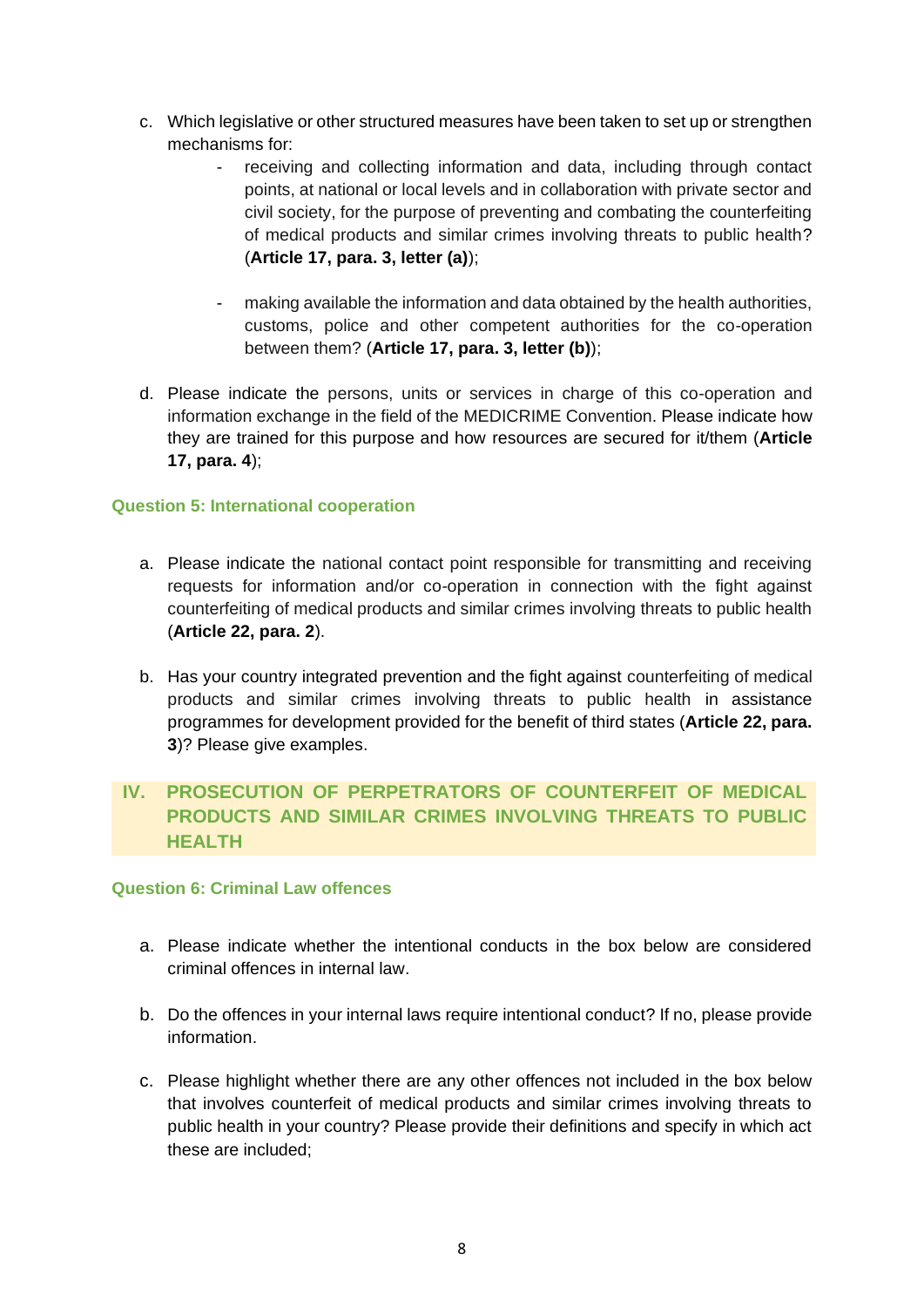c. Which legislative or other structured measures have been taken to set up or strengthen mechanisms for:

   - receiving and collecting information and data, including through contact points, at national or local levels and in collaboration with private sector and civil society, for the purpose of preventing and combating the counterfeiting of medical products and similar crimes involving threats to public health? (**Article 17, para. 3, letter (a)**);

   - making available the information and data obtained by the health authorities, customs, police and other competent authorities for the co-operation between them? (**Article 17, para. 3, letter (b)**);

d. Please indicate the persons, units or services in charge of this co-operation and information exchange in the field of the MEDICRIME Convention. Please indicate how they are trained for this purpose and how resources are secured for it/them (**Article 17, para. 4**);

### Question 5: International cooperation

a. Please indicate the national contact point responsible for transmitting and receiving requests for information and/or co-operation in connection with the fight against counterfeiting of medical products and similar crimes involving threats to public health (**Article 22, para. 2**).

b. Has your country integrated prevention and the fight against counterfeiting of medical products and similar crimes involving threats to public health in assistance programmes for development provided for the benefit of third states (**Article 22, para. 3**)? Please give examples.

## IV. PROSECUTION OF PERPETRATORS OF COUNTERFEIT OF MEDICAL PRODUCTS AND SIMILAR CRIMES INVOLVING THREATS TO PUBLIC HEALTH

### Question 6: Criminal Law offences

a. Please indicate whether the intentional conducts in the box below are considered criminal offences in internal law.

b. Do the offences in your internal laws require intentional conduct? If no, please provide information.

c. Please highlight whether there are any other offences not included in the box below that involves counterfeit of medical products and similar crimes involving threats to public health in your country? Please provide their definitions and specify in which act these are included;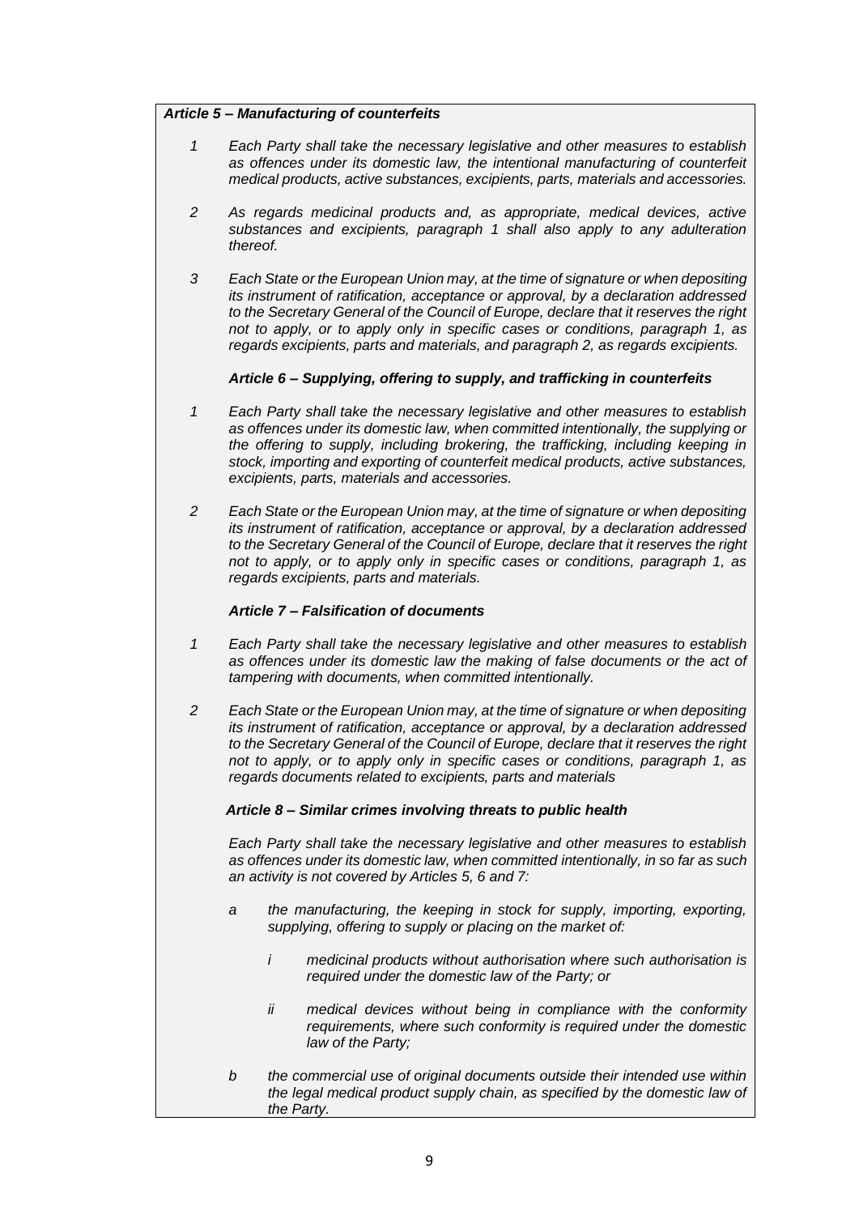***Article 5 – Manufacturing of counterfeits***

*1 Each Party shall take the necessary legislative and other measures to establish as offences under its domestic law, the intentional manufacturing of counterfeit medical products, active substances, excipients, parts, materials and accessories.*

*2 As regards medicinal products and, as appropriate, medical devices, active substances and excipients, paragraph 1 shall also apply to any adulteration thereof.*

*3 Each State or the European Union may, at the time of signature or when depositing its instrument of ratification, acceptance or approval, by a declaration addressed to the Secretary General of the Council of Europe, declare that it reserves the right not to apply, or to apply only in specific cases or conditions, paragraph 1, as regards excipients, parts and materials, and paragraph 2, as regards excipients.*

***Article 6 – Supplying, offering to supply, and trafficking in counterfeits***

*1 Each Party shall take the necessary legislative and other measures to establish as offences under its domestic law, when committed intentionally, the supplying or the offering to supply, including brokering, the trafficking, including keeping in stock, importing and exporting of counterfeit medical products, active substances, excipients, parts, materials and accessories.*

*2 Each State or the European Union may, at the time of signature or when depositing its instrument of ratification, acceptance or approval, by a declaration addressed to the Secretary General of the Council of Europe, declare that it reserves the right not to apply, or to apply only in specific cases or conditions, paragraph 1, as regards excipients, parts and materials.*

***Article 7 – Falsification of documents***

*1 Each Party shall take the necessary legislative and other measures to establish as offences under its domestic law the making of false documents or the act of tampering with documents, when committed intentionally.*

*2 Each State or the European Union may, at the time of signature or when depositing its instrument of ratification, acceptance or approval, by a declaration addressed to the Secretary General of the Council of Europe, declare that it reserves the right not to apply, or to apply only in specific cases or conditions, paragraph 1, as regards documents related to excipients, parts and materials*

***Article 8 – Similar crimes involving threats to public health***

*Each Party shall take the necessary legislative and other measures to establish as offences under its domestic law, when committed intentionally, in so far as such an activity is not covered by Articles 5, 6 and 7:*

*a the manufacturing, the keeping in stock for supply, importing, exporting, supplying, offering to supply or placing on the market of:*

*i medicinal products without authorisation where such authorisation is required under the domestic law of the Party; or*

*ii medical devices without being in compliance with the conformity requirements, where such conformity is required under the domestic law of the Party;*

*b the commercial use of original documents outside their intended use within the legal medical product supply chain, as specified by the domestic law of the Party.*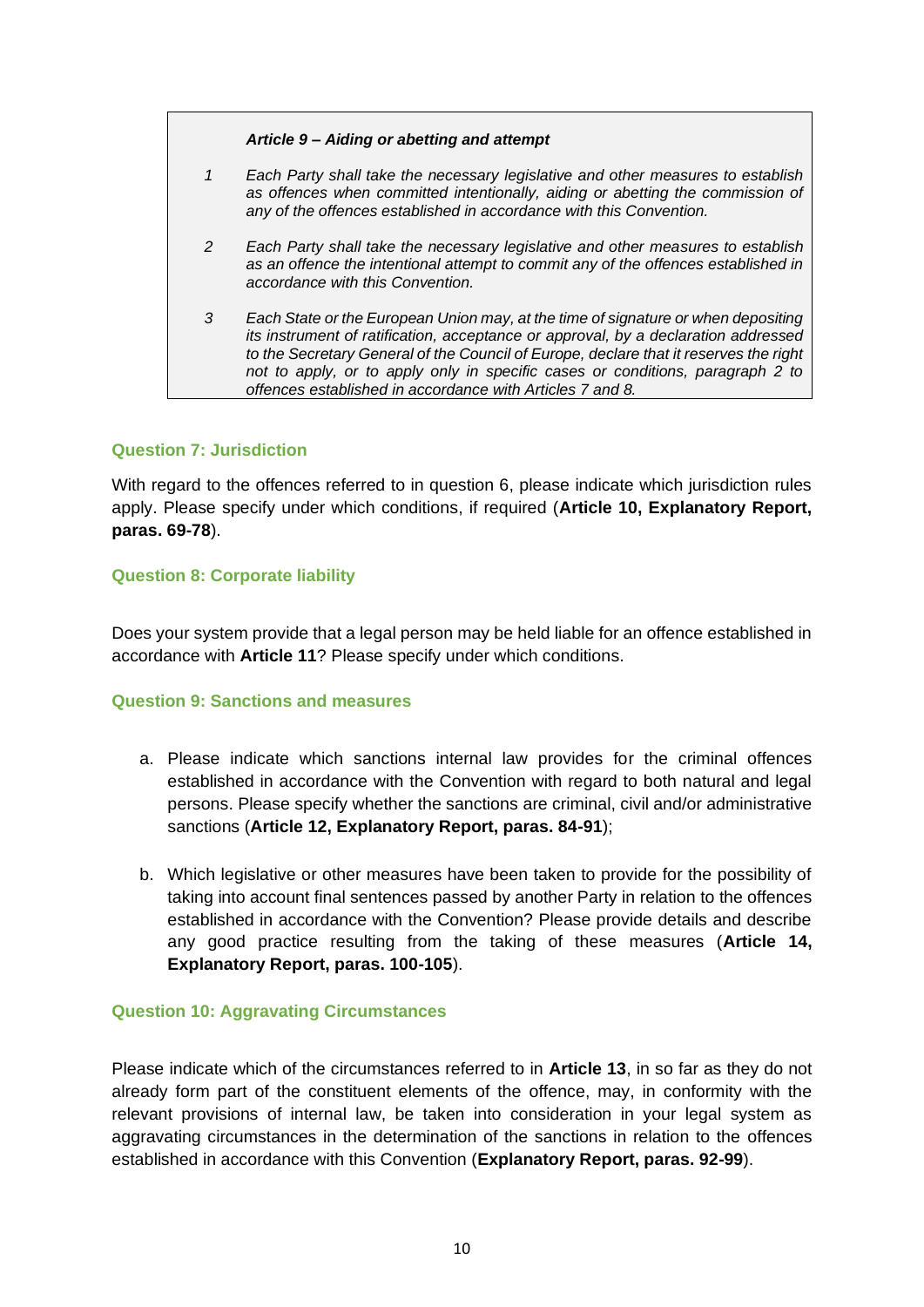> ***Article 9 – Aiding or abetting and attempt***
>
> *1 Each Party shall take the necessary legislative and other measures to establish as offences when committed intentionally, aiding or abetting the commission of any of the offences established in accordance with this Convention.*
>
> *2 Each Party shall take the necessary legislative and other measures to establish as an offence the intentional attempt to commit any of the offences established in accordance with this Convention.*
>
> *3 Each State or the European Union may, at the time of signature or when depositing its instrument of ratification, acceptance or approval, by a declaration addressed to the Secretary General of the Council of Europe, declare that it reserves the right not to apply, or to apply only in specific cases or conditions, paragraph 2 to offences established in accordance with Articles 7 and 8.*

### Question 7: Jurisdiction

With regard to the offences referred to in question 6, please indicate which jurisdiction rules apply. Please specify under which conditions, if required (**Article 10, Explanatory Report, paras. 69-78**).

### Question 8: Corporate liability

Does your system provide that a legal person may be held liable for an offence established in accordance with **Article 11**? Please specify under which conditions.

### Question 9: Sanctions and measures

a. Please indicate which sanctions internal law provides for the criminal offences established in accordance with the Convention with regard to both natural and legal persons. Please specify whether the sanctions are criminal, civil and/or administrative sanctions (**Article 12, Explanatory Report, paras. 84-91**);

b. Which legislative or other measures have been taken to provide for the possibility of taking into account final sentences passed by another Party in relation to the offences established in accordance with the Convention? Please provide details and describe any good practice resulting from the taking of these measures (**Article 14, Explanatory Report, paras. 100-105**).

### Question 10: Aggravating Circumstances

Please indicate which of the circumstances referred to in **Article 13**, in so far as they do not already form part of the constituent elements of the offence, may, in conformity with the relevant provisions of internal law, be taken into consideration in your legal system as aggravating circumstances in the determination of the sanctions in relation to the offences established in accordance with this Convention (**Explanatory Report, paras. 92-99**).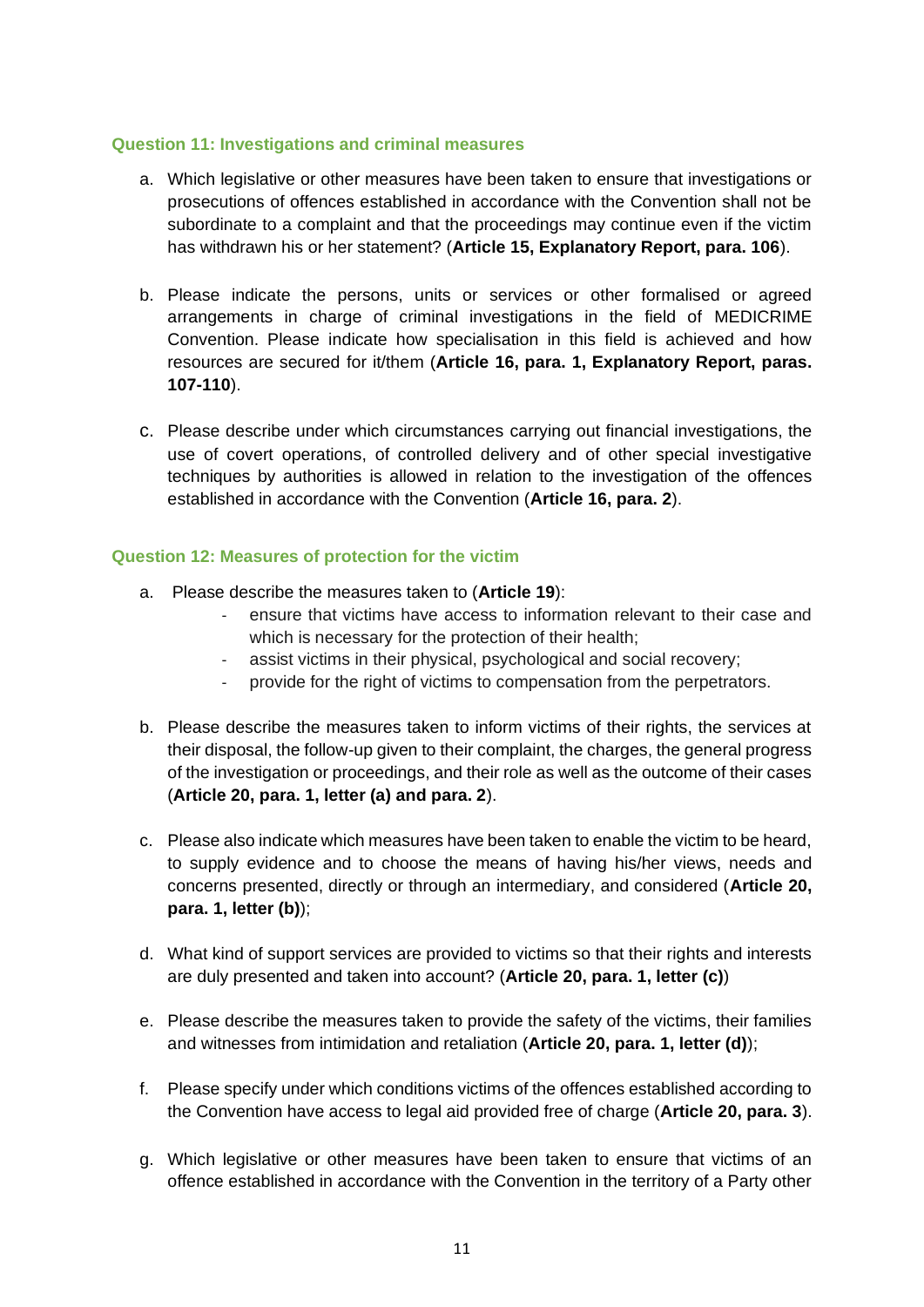### Question 11: Investigations and criminal measures

a. Which legislative or other measures have been taken to ensure that investigations or prosecutions of offences established in accordance with the Convention shall not be subordinate to a complaint and that the proceedings may continue even if the victim has withdrawn his or her statement? (**Article 15, Explanatory Report, para. 106**).

b. Please indicate the persons, units or services or other formalised or agreed arrangements in charge of criminal investigations in the field of MEDICRIME Convention. Please indicate how specialisation in this field is achieved and how resources are secured for it/them (**Article 16, para. 1, Explanatory Report, paras. 107-110**).

c. Please describe under which circumstances carrying out financial investigations, the use of covert operations, of controlled delivery and of other special investigative techniques by authorities is allowed in relation to the investigation of the offences established in accordance with the Convention (**Article 16, para. 2**).

### Question 12: Measures of protection for the victim

a. Please describe the measures taken to (**Article 19**):
   - ensure that victims have access to information relevant to their case and which is necessary for the protection of their health;
   - assist victims in their physical, psychological and social recovery;
   - provide for the right of victims to compensation from the perpetrators.

b. Please describe the measures taken to inform victims of their rights, the services at their disposal, the follow-up given to their complaint, the charges, the general progress of the investigation or proceedings, and their role as well as the outcome of their cases (**Article 20, para. 1, letter (a) and para. 2**).

c. Please also indicate which measures have been taken to enable the victim to be heard, to supply evidence and to choose the means of having his/her views, needs and concerns presented, directly or through an intermediary, and considered (**Article 20, para. 1, letter (b)**);

d. What kind of support services are provided to victims so that their rights and interests are duly presented and taken into account? (**Article 20, para. 1, letter (c)**)

e. Please describe the measures taken to provide the safety of the victims, their families and witnesses from intimidation and retaliation (**Article 20, para. 1, letter (d)**);

f. Please specify under which conditions victims of the offences established according to the Convention have access to legal aid provided free of charge (**Article 20, para. 3**).

g. Which legislative or other measures have been taken to ensure that victims of an offence established in accordance with the Convention in the territory of a Party other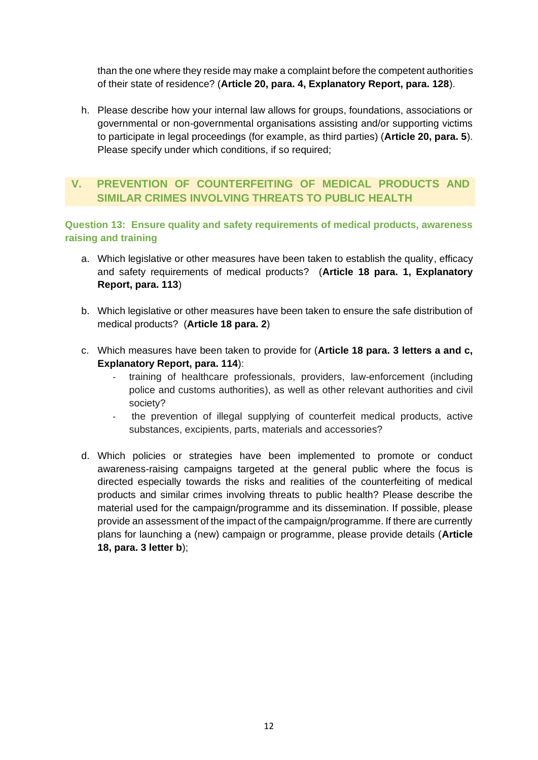than the one where they reside may make a complaint before the competent authorities of their state of residence? (**Article 20, para. 4, Explanatory Report, para. 128**).

h. Please describe how your internal law allows for groups, foundations, associations or governmental or non-governmental organisations assisting and/or supporting victims to participate in legal proceedings (for example, as third parties) (**Article 20, para. 5**). Please specify under which conditions, if so required;

## V. PREVENTION OF COUNTERFEITING OF MEDICAL PRODUCTS AND SIMILAR CRIMES INVOLVING THREATS TO PUBLIC HEALTH

### Question 13: Ensure quality and safety requirements of medical products, awareness raising and training

a. Which legislative or other measures have been taken to establish the quality, efficacy and safety requirements of medical products? (**Article 18 para. 1, Explanatory Report, para. 113**)

b. Which legislative or other measures have been taken to ensure the safe distribution of medical products? (**Article 18 para. 2**)

c. Which measures have been taken to provide for (**Article 18 para. 3 letters a and c, Explanatory Report, para. 114**):
   - training of healthcare professionals, providers, law-enforcement (including police and customs authorities), as well as other relevant authorities and civil society?
   - the prevention of illegal supplying of counterfeit medical products, active substances, excipients, parts, materials and accessories?

d. Which policies or strategies have been implemented to promote or conduct awareness-raising campaigns targeted at the general public where the focus is directed especially towards the risks and realities of the counterfeiting of medical products and similar crimes involving threats to public health? Please describe the material used for the campaign/programme and its dissemination. If possible, please provide an assessment of the impact of the campaign/programme. If there are currently plans for launching a (new) campaign or programme, please provide details (**Article 18, para. 3 letter b**);